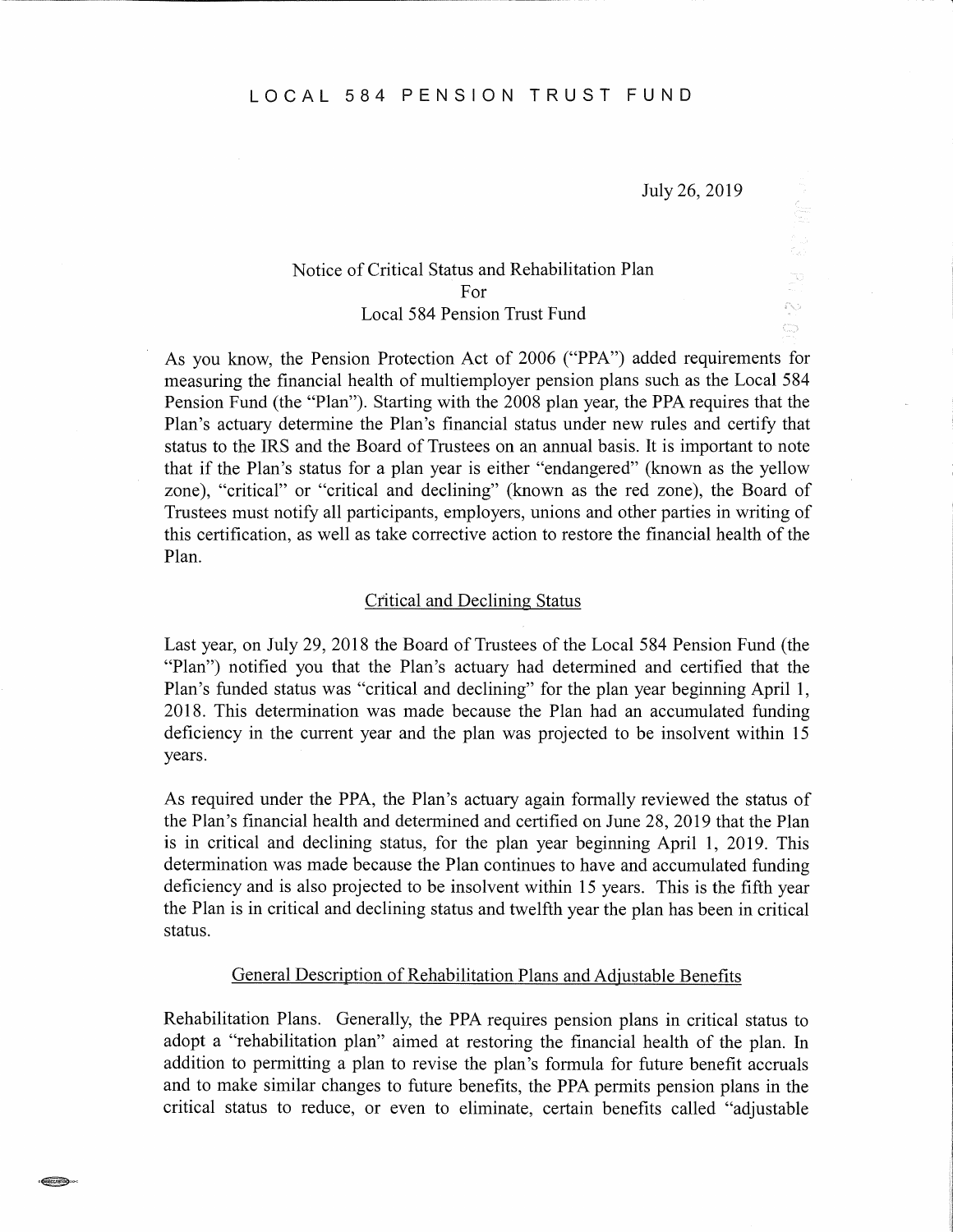# LOCAL 584 PENSION TRUST FUND

July 26, 2019

## Notice of Critical Status and Rehabilitation Plan For Local 584 Pension Trust Fund

As you know, the Pension Protection Act of 2006 ("PPA") added requirements for measuring the financial health of multiemployer pension plans such as the Local 584 Pension Fund (the "Plan"). Starting with the 2008 plan year, the PPA requires that the Plan's actuary determine the Plan's financial status under new rules and certify that status to the IRS and the Board of Trustees on an annual basis. It is important to note that if the Plan's status for a plan year is either "endangered" (known as the yellow zone), "critical" or "critical and declining" (known as the red zone), the Board of Trustees must notify all participants, employers, unions and other parties in writing of this certification, as well as take corrective action to restore the financial health of the Plan.

### Critical and Declining Status

Last year, on July 29, 2018 the Board of Trustees of the Local 584 Pension Fund (the "Plan") notified you that the Plan's actuary had determined and certified that the Plan's funded status was "critical and declining" for the plan year beginning April 1, 2018. This determination was made because the Plan had an accumulated funding deficiency in the current year and the plan was projected to be insolvent within 15 years.

As required under the PPA, the Plan's actuary again formally reviewed the status of the Plan's financial health and determined and certified on June 28, 2019 that the Plan is in critical and declining status, for the plan year beginning April 1, 2019. This determination was made because the Plan continues to have and accumulated funding deficiency and is also projected to be insolvent within 15 years. This is the fifth year the Plan is in critical and declining status and twelfth year the plan has been in critical status.

### General Description of Rehabilitation Plans and Adjustable Benefits

Rehabilitation Plans. Generally, the PPA requires pension plans in critical status to adopt a "rehabilitation plan" aimed at restoring the financial health of the plan. In addition to permitting a plan to revise the plan's formula for future benefit accruals and to make similar changes to future benefits, the PPA permits pension plans in the critical status to reduce, or even to eliminate, certain benefits called "adjustable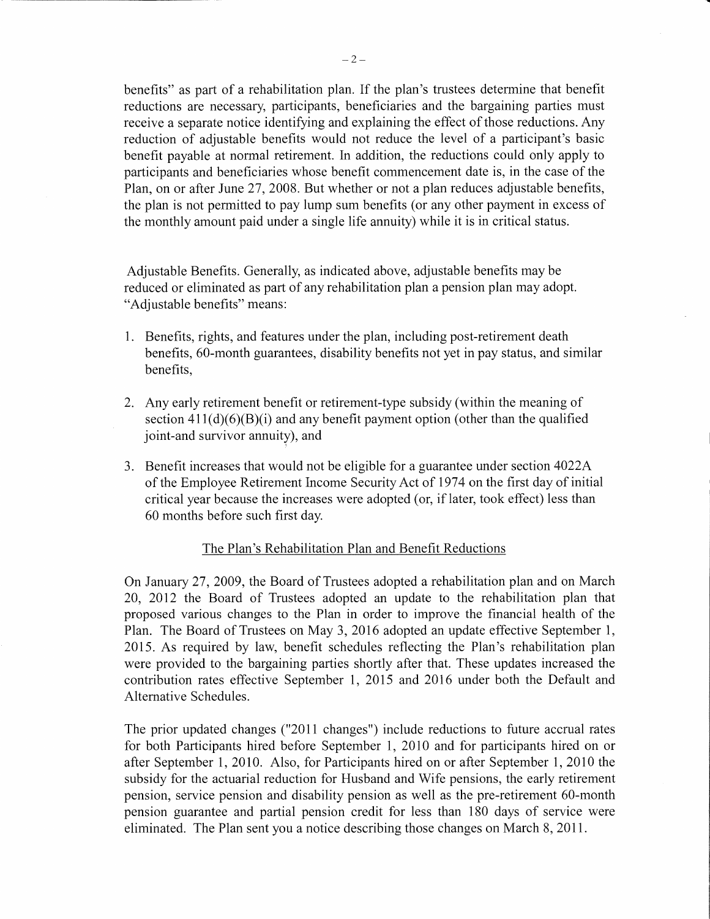benefits" as part of a rehabilitation plan. If the plan's trustees determine that benefit reductions are necessary, participants, beneficiaries and the bargaining parties must receive a separate notice identifying and explaining the effect of those reductions. Any reduction of adjustable benefits would not reduce the level of a participant's basic benefit payable at normal retirement. In addition, the reductions could only apply to participants and beneficiaries whose benefit commencement date is, in the case of the Plan, on or after June 27, 2008. But whether or not a plan reduces adjustable benefits, the plan is not permitted to pay lump sum benefits (or any other payment in excess of the monthly amount paid under a single life annuity) while it is in critical status.

Adjustable Benefits. Generally, as indicated above, adjustable benefits may be reduced or eliminated as part of any rehabilitation plan a pension plan may adopt. "Adjustable benefits" means:

1. Benefits, rights, and features under the plan, including post-retirement death benefits, 60-month guarantees, disability benefits not yet in pay status, and similar benefits,
2. Any early retirement benefit or retirement-type subsidy (within the meaning of section 411(d)(6)(B)(i) and any benefit payment option (other than the qualified joint-and survivor annuity), and
3. Benefit increases that would not be eligible for a guarantee under section 4022A of the Employee Retirement Income Security Act of 1974 on the first day of initial critical year because the increases were adopted (or, if later, took effect) less than 60 months before such first day.

## The Plan's Rehabilitation Plan and Benefit Reductions

On January 27, 2009, the Board of Trustees adopted a rehabilitation plan and on March 20, 2012 the Board of Trustees adopted an update to the rehabilitation plan that proposed various changes to the Plan in order to improve the financial health of the Plan. The Board of Trustees on May 3, 2016 adopted an update effective September 1, 2015. As required by law, benefit schedules reflecting the Plan's rehabilitation plan were provided to the bargaining parties shortly after that. These updates increased the contribution rates effective September 1, 2015 and 2016 under both the Default and Alternative Schedules.

The prior updated changes ("2011 changes") include reductions to future accrual rates for both Participants hired before September 1, 2010 and for participants hired on or after September 1, 2010. Also, for Participants hired on or after September 1, 2010 the subsidy for the actuarial reduction for Husband and Wife pensions, the early retirement pension, service pension and disability pension as well as the pre-retirement 60-month pension guarantee and partial pension credit for less than 180 days of service were eliminated. The Plan sent you a notice describing those changes on March 8, 2011.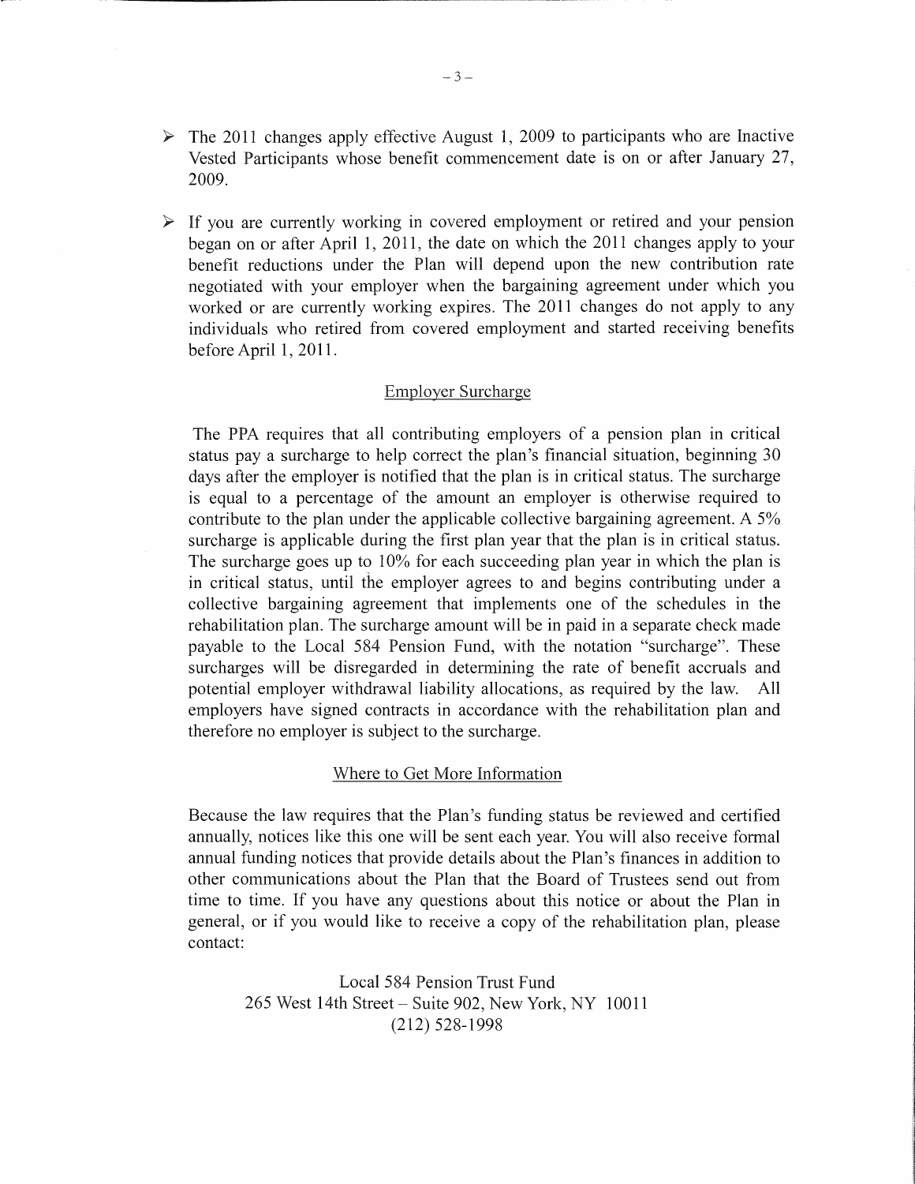- The 2011 changes apply effective August 1, 2009 to participants who are Inactive Vested Participants whose benefit commencement date is on or after January 27, 2009.

- If you are currently working in covered employment or retired and your pension began on or after April 1, 2011, the date on which the 2011 changes apply to your benefit reductions under the Plan will depend upon the new contribution rate negotiated with your employer when the bargaining agreement under which you worked or are currently working expires. The 2011 changes do not apply to any individuals who retired from covered employment and started receiving benefits before April 1, 2011.

## Employer Surcharge

The PPA requires that all contributing employers of a pension plan in critical status pay a surcharge to help correct the plan's financial situation, beginning 30 days after the employer is notified that the plan is in critical status. The surcharge is equal to a percentage of the amount an employer is otherwise required to contribute to the plan under the applicable collective bargaining agreement. A 5% surcharge is applicable during the first plan year that the plan is in critical status. The surcharge goes up to 10% for each succeeding plan year in which the plan is in critical status, until the employer agrees to and begins contributing under a collective bargaining agreement that implements one of the schedules in the rehabilitation plan. The surcharge amount will be in paid in a separate check made payable to the Local 584 Pension Fund, with the notation "surcharge". These surcharges will be disregarded in determining the rate of benefit accruals and potential employer withdrawal liability allocations, as required by the law. All employers have signed contracts in accordance with the rehabilitation plan and therefore no employer is subject to the surcharge.

## Where to Get More Information

Because the law requires that the Plan's funding status be reviewed and certified annually, notices like this one will be sent each year. You will also receive formal annual funding notices that provide details about the Plan's finances in addition to other communications about the Plan that the Board of Trustees send out from time to time. If you have any questions about this notice or about the Plan in general, or if you would like to receive a copy of the rehabilitation plan, please contact:

Local 584 Pension Trust Fund
265 West 14th Street – Suite 902, New York, NY 10011
(212) 528-1998